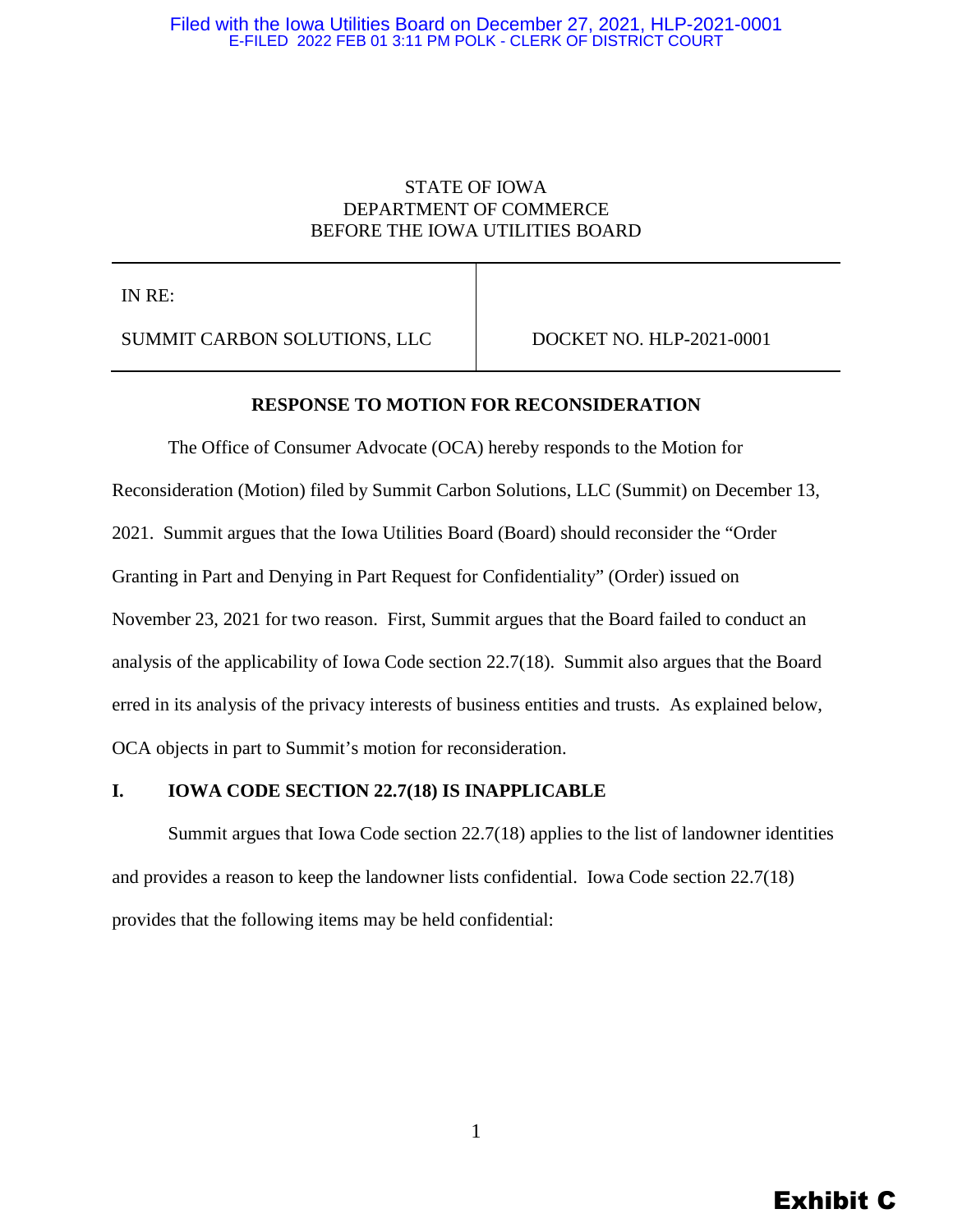Filed with the Iowa Utilities Board on December 27, 2021, HLP-2021-0001
E-FILED 2022 FEB 01 3:11 PM POLK - CLERK OF DISTRICT COURT

STATE OF IOWA
DEPARTMENT OF COMMERCE
BEFORE THE IOWA UTILITIES BOARD

| IN RE: SUMMIT CARBON SOLUTIONS, LLC | DOCKET NO. HLP-2021-0001 |
|---|---|

**RESPONSE TO MOTION FOR RECONSIDERATION**

The Office of Consumer Advocate (OCA) hereby responds to the Motion for Reconsideration (Motion) filed by Summit Carbon Solutions, LLC (Summit) on December 13, 2021. Summit argues that the Iowa Utilities Board (Board) should reconsider the "Order Granting in Part and Denying in Part Request for Confidentiality" (Order) issued on November 23, 2021 for two reason. First, Summit argues that the Board failed to conduct an analysis of the applicability of Iowa Code section 22.7(18). Summit also argues that the Board erred in its analysis of the privacy interests of business entities and trusts. As explained below, OCA objects in part to Summit's motion for reconsideration.

## I. IOWA CODE SECTION 22.7(18) IS INAPPLICABLE

Summit argues that Iowa Code section 22.7(18) applies to the list of landowner identities and provides a reason to keep the landowner lists confidential. Iowa Code section 22.7(18) provides that the following items may be held confidential:

Exhibit C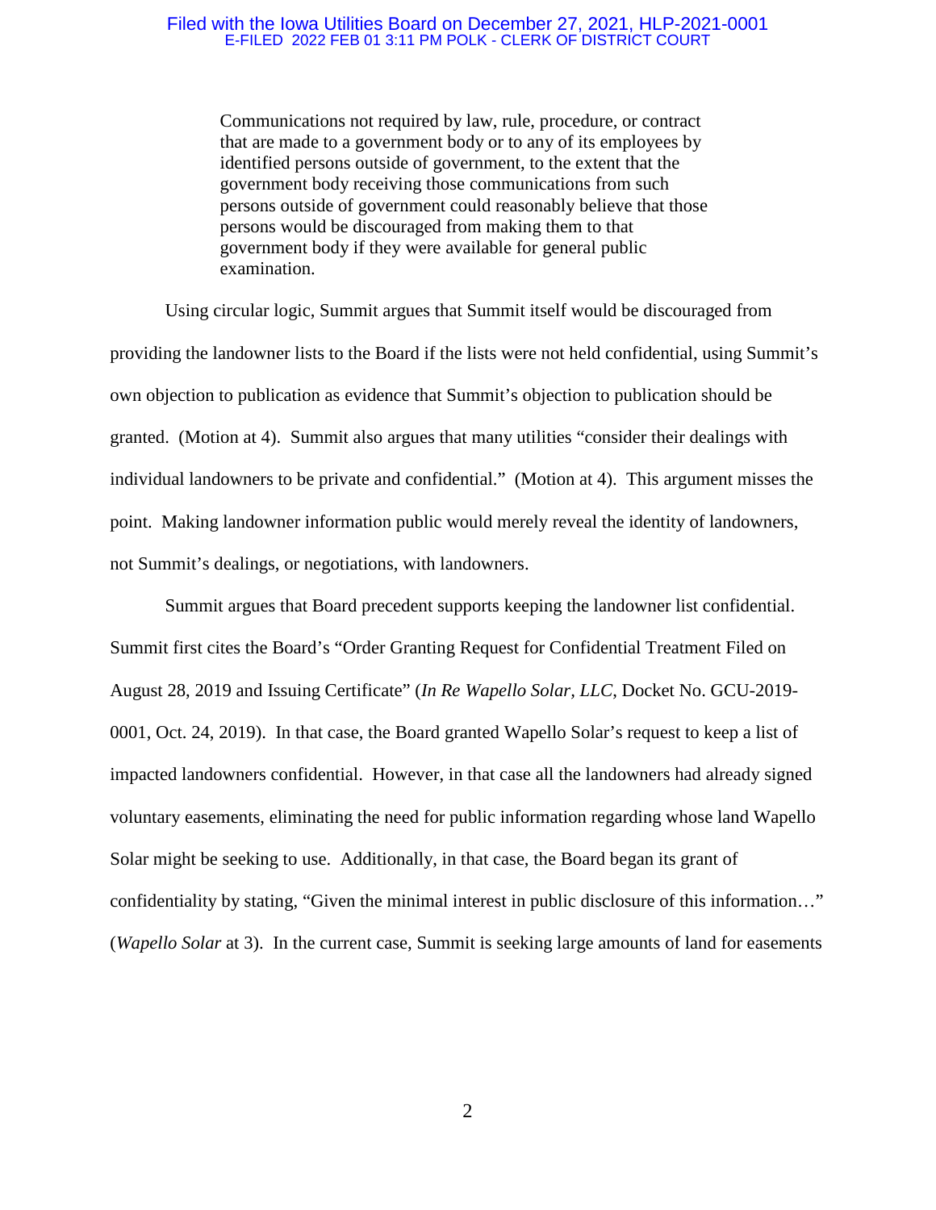> Communications not required by law, rule, procedure, or contract that are made to a government body or to any of its employees by identified persons outside of government, to the extent that the government body receiving those communications from such persons outside of government could reasonably believe that those persons would be discouraged from making them to that government body if they were available for general public examination.

Using circular logic, Summit argues that Summit itself would be discouraged from providing the landowner lists to the Board if the lists were not held confidential, using Summit's own objection to publication as evidence that Summit's objection to publication should be granted. (Motion at 4). Summit also argues that many utilities "consider their dealings with individual landowners to be private and confidential." (Motion at 4). This argument misses the point. Making landowner information public would merely reveal the identity of landowners, not Summit's dealings, or negotiations, with landowners.

Summit argues that Board precedent supports keeping the landowner list confidential. Summit first cites the Board's "Order Granting Request for Confidential Treatment Filed on August 28, 2019 and Issuing Certificate" (*In Re Wapello Solar, LLC*, Docket No. GCU-2019-0001, Oct. 24, 2019). In that case, the Board granted Wapello Solar's request to keep a list of impacted landowners confidential. However, in that case all the landowners had already signed voluntary easements, eliminating the need for public information regarding whose land Wapello Solar might be seeking to use. Additionally, in that case, the Board began its grant of confidentiality by stating, "Given the minimal interest in public disclosure of this information…" (*Wapello Solar* at 3). In the current case, Summit is seeking large amounts of land for easements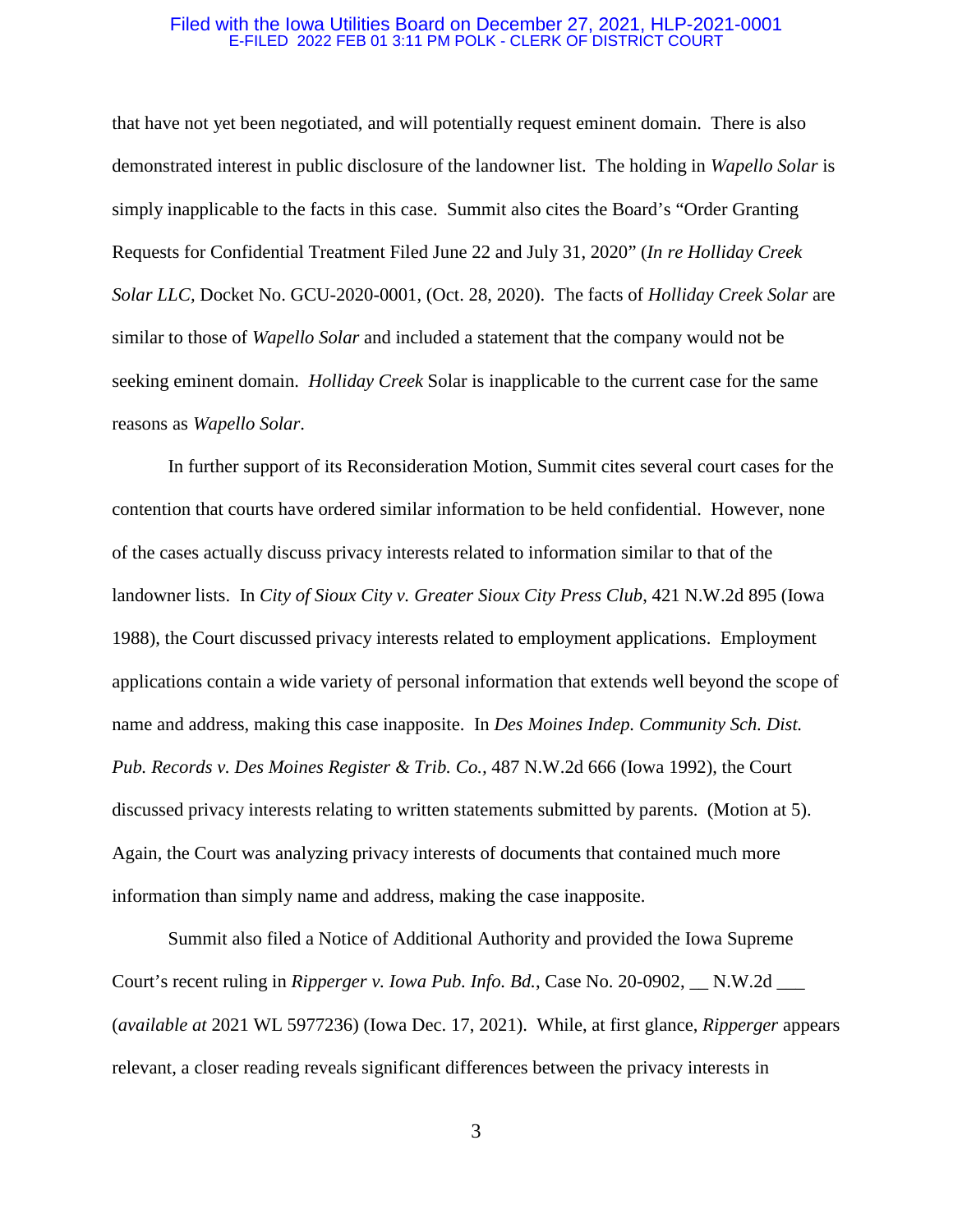that have not yet been negotiated, and will potentially request eminent domain. There is also demonstrated interest in public disclosure of the landowner list. The holding in *Wapello Solar* is simply inapplicable to the facts in this case. Summit also cites the Board's "Order Granting Requests for Confidential Treatment Filed June 22 and July 31, 2020" (*In re Holliday Creek Solar LLC,* Docket No. GCU-2020-0001, (Oct. 28, 2020). The facts of *Holliday Creek Solar* are similar to those of *Wapello Solar* and included a statement that the company would not be seeking eminent domain. *Holliday Creek* Solar is inapplicable to the current case for the same reasons as *Wapello Solar*.

In further support of its Reconsideration Motion, Summit cites several court cases for the contention that courts have ordered similar information to be held confidential. However, none of the cases actually discuss privacy interests related to information similar to that of the landowner lists. In *City of Sioux City v. Greater Sioux City Press Club*, 421 N.W.2d 895 (Iowa 1988), the Court discussed privacy interests related to employment applications. Employment applications contain a wide variety of personal information that extends well beyond the scope of name and address, making this case inapposite. In *Des Moines Indep. Community Sch. Dist. Pub. Records v. Des Moines Register & Trib. Co.,* 487 N.W.2d 666 (Iowa 1992), the Court discussed privacy interests relating to written statements submitted by parents. (Motion at 5). Again, the Court was analyzing privacy interests of documents that contained much more information than simply name and address, making the case inapposite.

Summit also filed a Notice of Additional Authority and provided the Iowa Supreme Court's recent ruling in *Ripperger v. Iowa Pub. Info. Bd.*, Case No. 20-0902, __ N.W.2d ___ (*available at* 2021 WL 5977236) (Iowa Dec. 17, 2021). While, at first glance, *Ripperger* appears relevant, a closer reading reveals significant differences between the privacy interests in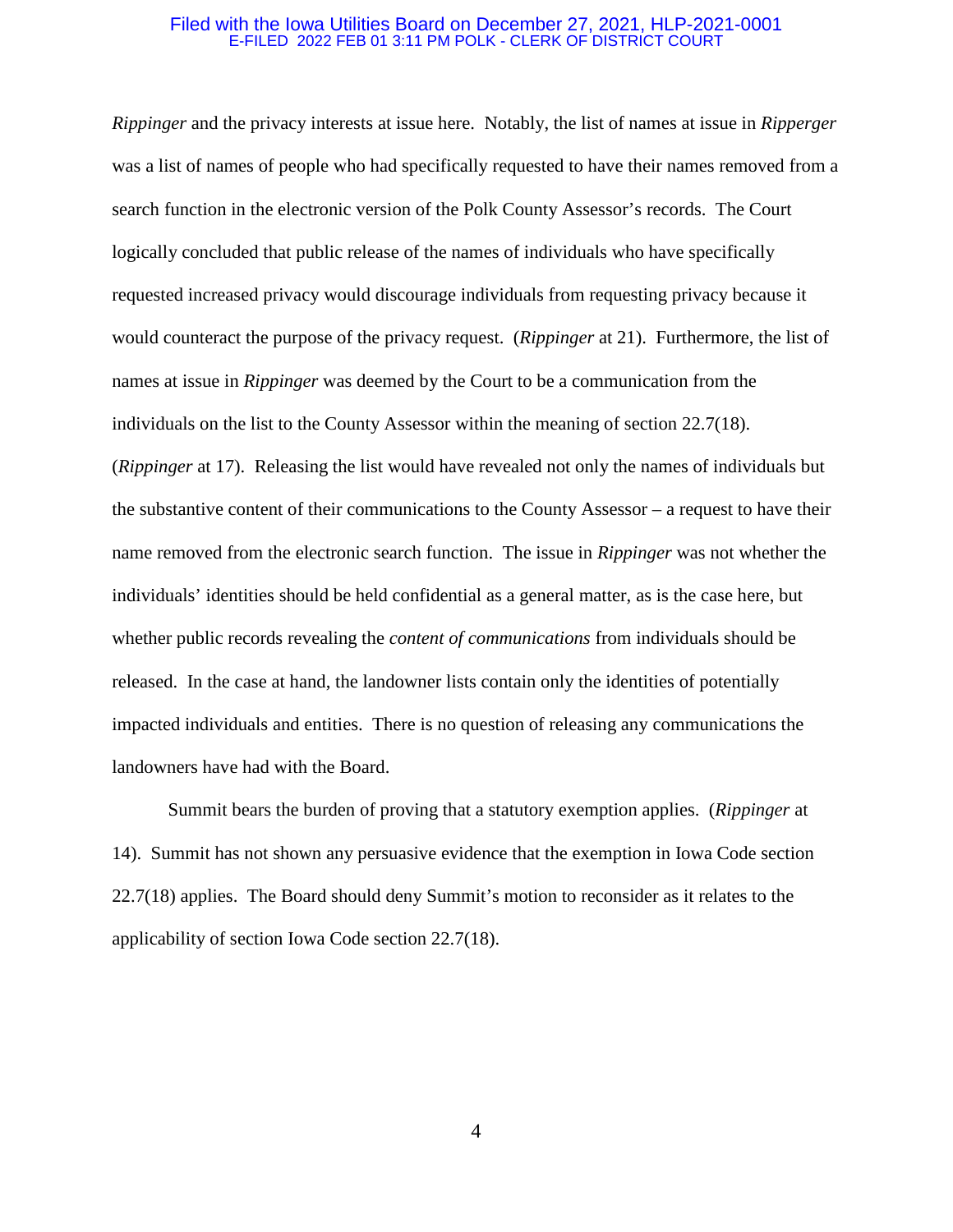*Rippinger* and the privacy interests at issue here. Notably, the list of names at issue in *Ripperger* was a list of names of people who had specifically requested to have their names removed from a search function in the electronic version of the Polk County Assessor's records. The Court logically concluded that public release of the names of individuals who have specifically requested increased privacy would discourage individuals from requesting privacy because it would counteract the purpose of the privacy request. (*Rippinger* at 21). Furthermore, the list of names at issue in *Rippinger* was deemed by the Court to be a communication from the individuals on the list to the County Assessor within the meaning of section 22.7(18). (*Rippinger* at 17). Releasing the list would have revealed not only the names of individuals but the substantive content of their communications to the County Assessor – a request to have their name removed from the electronic search function. The issue in *Rippinger* was not whether the individuals' identities should be held confidential as a general matter, as is the case here, but whether public records revealing the *content of communications* from individuals should be released. In the case at hand, the landowner lists contain only the identities of potentially impacted individuals and entities. There is no question of releasing any communications the landowners have had with the Board.

Summit bears the burden of proving that a statutory exemption applies. (*Rippinger* at 14). Summit has not shown any persuasive evidence that the exemption in Iowa Code section 22.7(18) applies. The Board should deny Summit's motion to reconsider as it relates to the applicability of section Iowa Code section 22.7(18).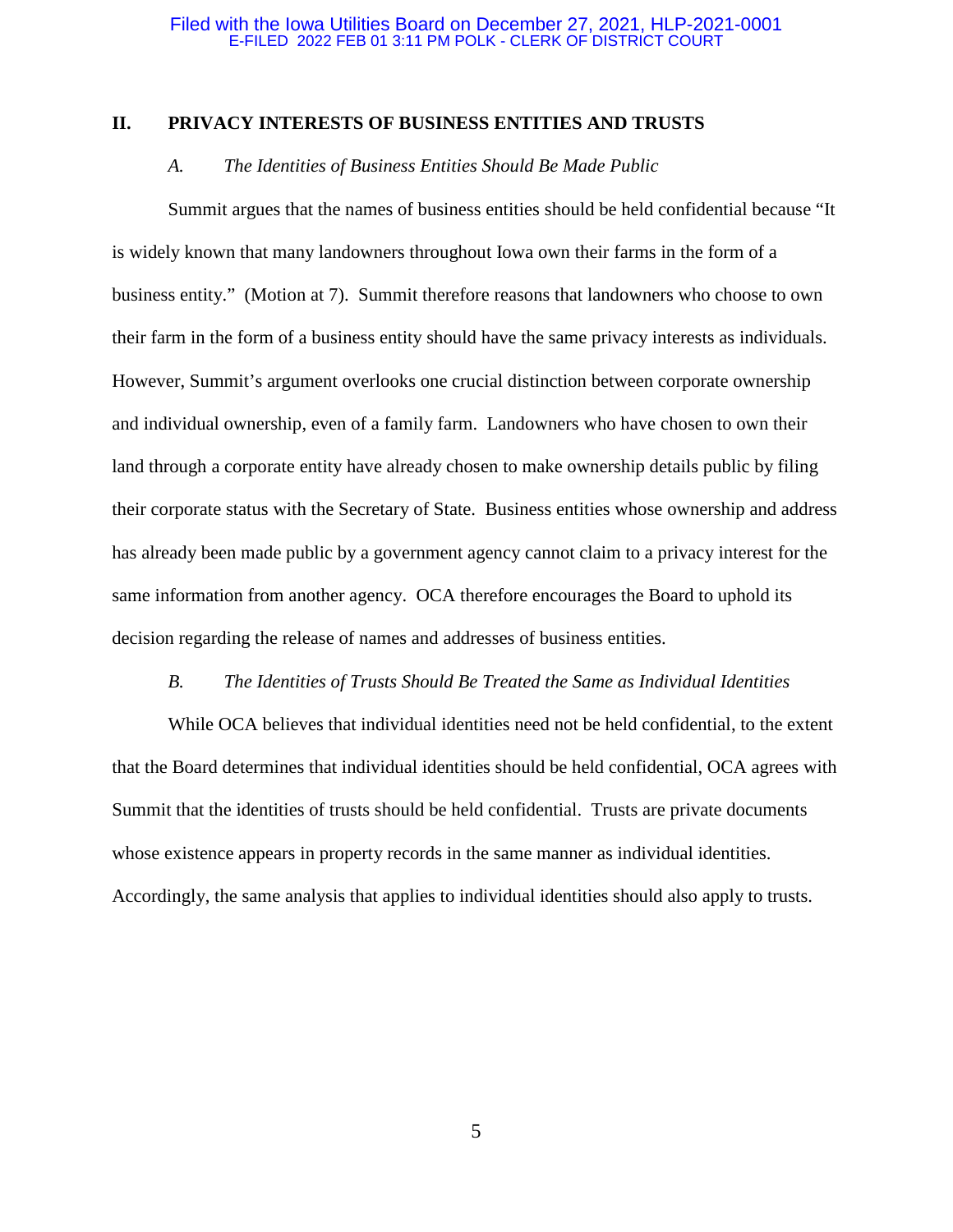## II. PRIVACY INTERESTS OF BUSINESS ENTITIES AND TRUSTS

### *A. The Identities of Business Entities Should Be Made Public*

Summit argues that the names of business entities should be held confidential because "It is widely known that many landowners throughout Iowa own their farms in the form of a business entity." (Motion at 7). Summit therefore reasons that landowners who choose to own their farm in the form of a business entity should have the same privacy interests as individuals. However, Summit's argument overlooks one crucial distinction between corporate ownership and individual ownership, even of a family farm. Landowners who have chosen to own their land through a corporate entity have already chosen to make ownership details public by filing their corporate status with the Secretary of State. Business entities whose ownership and address has already been made public by a government agency cannot claim to a privacy interest for the same information from another agency. OCA therefore encourages the Board to uphold its decision regarding the release of names and addresses of business entities.

### *B. The Identities of Trusts Should Be Treated the Same as Individual Identities*

While OCA believes that individual identities need not be held confidential, to the extent that the Board determines that individual identities should be held confidential, OCA agrees with Summit that the identities of trusts should be held confidential. Trusts are private documents whose existence appears in property records in the same manner as individual identities. Accordingly, the same analysis that applies to individual identities should also apply to trusts.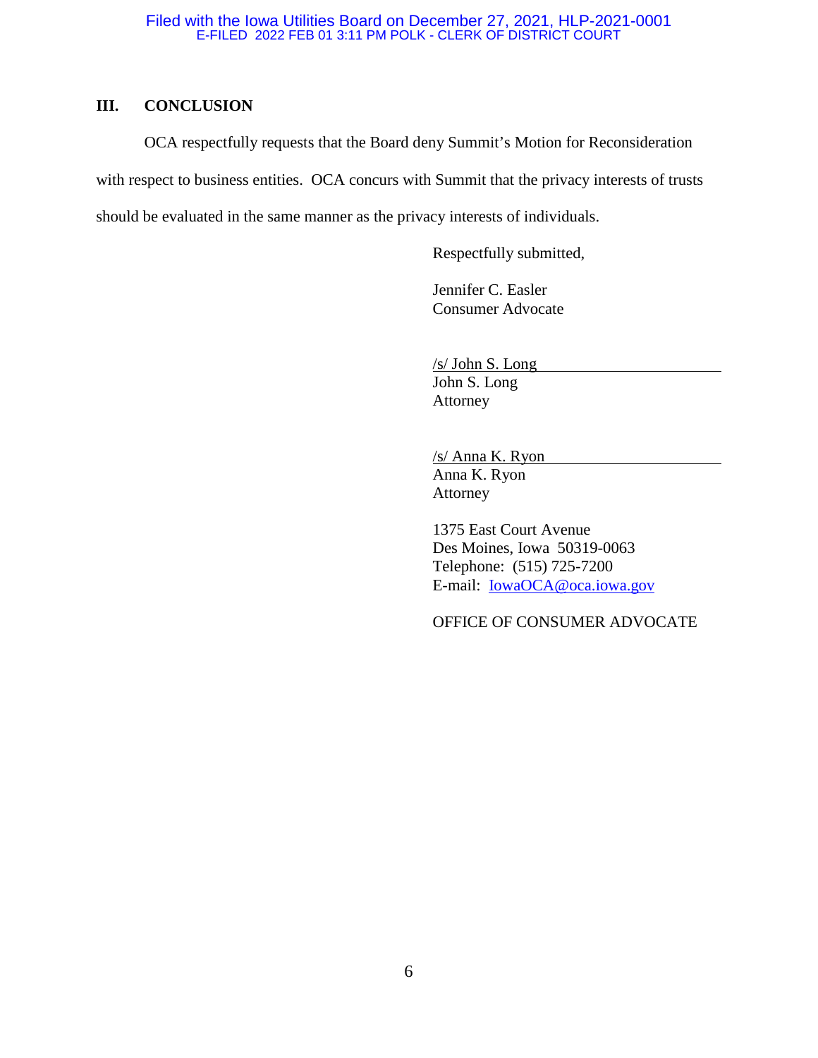## III. CONCLUSION

OCA respectfully requests that the Board deny Summit's Motion for Reconsideration with respect to business entities. OCA concurs with Summit that the privacy interests of trusts should be evaluated in the same manner as the privacy interests of individuals.

Respectfully submitted,

Jennifer C. Easler
Consumer Advocate

/s/ John S. Long
John S. Long
Attorney

/s/ Anna K. Ryon
Anna K. Ryon
Attorney

1375 East Court Avenue
Des Moines, Iowa 50319-0063
Telephone: (515) 725-7200
E-mail: IowaOCA@oca.iowa.gov

OFFICE OF CONSUMER ADVOCATE